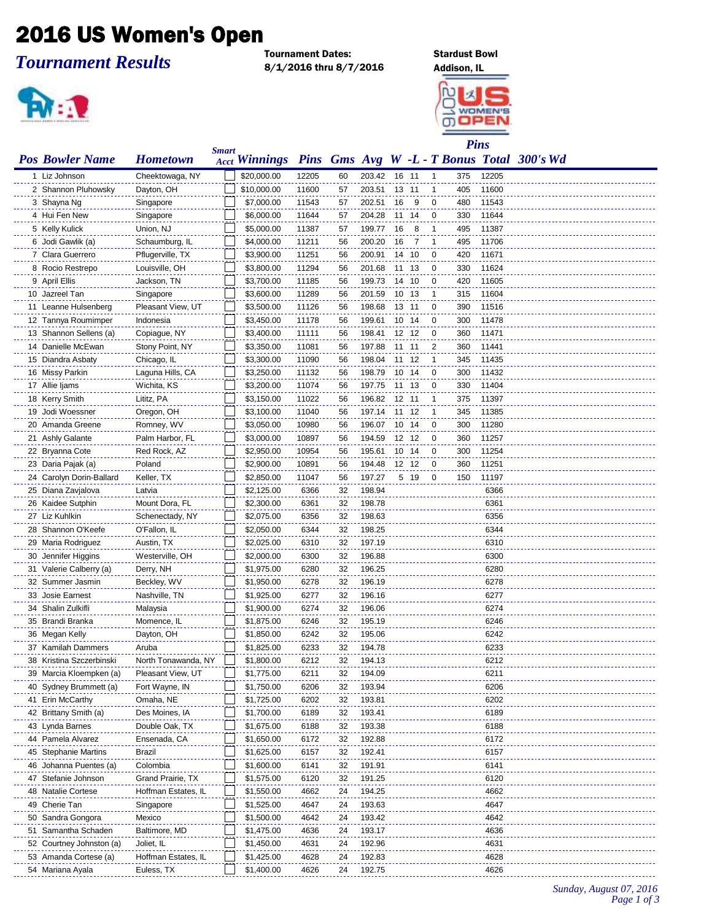# 2016 US Women's Open

## *Tournament Results*

**Tournament Dates:** 8/1/2016 thru 8/7/2016

**Stardust Bowl**
Addison, IL

| Pos | Bowler Name | Hometown | Smart Acct | Winnings | Pins | Gms | Avg | W | L | T | Pins Bonus | Total | 300's | Wd |
|---|---|---|---|---|---|---|---|---|---|---|---|---|---|---|
| 1 | Liz Johnson | Cheektowaga, NY | | $20,000.00 | 12205 | 60 | 203.42 | 16 | 11 | 1 | 375 | 12205 | | |
| 2 | Shannon Pluhowsky | Dayton, OH | | $10,000.00 | 11600 | 57 | 203.51 | 13 | 11 | 1 | 405 | 11600 | | |
| 3 | Shayna Ng | Singapore | | $7,000.00 | 11543 | 57 | 202.51 | 16 | 9 | 0 | 480 | 11543 | | |
| 4 | Hui Fen New | Singapore | | $6,000.00 | 11644 | 57 | 204.28 | 11 | 14 | 0 | 330 | 11644 | | |
| 5 | Kelly Kulick | Union, NJ | | $5,000.00 | 11387 | 57 | 199.77 | 16 | 8 | 1 | 495 | 11387 | | |
| 6 | Jodi Gawlik (a) | Schaumburg, IL | | $4,000.00 | 11211 | 56 | 200.20 | 16 | 7 | 1 | 495 | 11706 | | |
| 7 | Clara Guerrero | Pflugerville, TX | | $3,900.00 | 11251 | 56 | 200.91 | 14 | 10 | 0 | 420 | 11671 | | |
| 8 | Rocio Restrepo | Louisville, OH | | $3,800.00 | 11294 | 56 | 201.68 | 11 | 13 | 0 | 330 | 11624 | | |
| 9 | April Ellis | Jackson, TN | | $3,700.00 | 11185 | 56 | 199.73 | 14 | 10 | 0 | 420 | 11605 | | |
| 10 | Jazreel Tan | Singapore | | $3,600.00 | 11289 | 56 | 201.59 | 10 | 13 | 1 | 315 | 11604 | | |
| 11 | Leanne Hulsenberg | Pleasant View, UT | | $3,500.00 | 11126 | 56 | 198.68 | 13 | 11 | 0 | 390 | 11516 | | |
| 12 | Tannya Roumimper | Indonesia | | $3,450.00 | 11178 | 56 | 199.61 | 10 | 14 | 0 | 300 | 11478 | | |
| 13 | Shannon Sellens (a) | Copiague, NY | | $3,400.00 | 11111 | 56 | 198.41 | 12 | 12 | 0 | 360 | 11471 | | |
| 14 | Danielle McEwan | Stony Point, NY | | $3,350.00 | 11081 | 56 | 197.88 | 11 | 11 | 2 | 360 | 11441 | | |
| 15 | Diandra Asbaty | Chicago, IL | | $3,300.00 | 11090 | 56 | 198.04 | 11 | 12 | 1 | 345 | 11435 | | |
| 16 | Missy Parkin | Laguna Hills, CA | | $3,250.00 | 11132 | 56 | 198.79 | 10 | 14 | 0 | 300 | 11432 | | |
| 17 | Allie Ijams | Wichita, KS | | $3,200.00 | 11074 | 56 | 197.75 | 11 | 13 | 0 | 330 | 11404 | | |
| 18 | Kerry Smith | Lititz, PA | | $3,150.00 | 11022 | 56 | 196.82 | 12 | 11 | 1 | 375 | 11397 | | |
| 19 | Jodi Woessner | Oregon, OH | | $3,100.00 | 11040 | 56 | 197.14 | 11 | 12 | 1 | 345 | 11385 | | |
| 20 | Amanda Greene | Romney, WV | | $3,050.00 | 10980 | 56 | 196.07 | 10 | 14 | 0 | 300 | 11280 | | |
| 21 | Ashly Galante | Palm Harbor, FL | | $3,000.00 | 10897 | 56 | 194.59 | 12 | 12 | 0 | 360 | 11257 | | |
| 22 | Bryanna Cote | Red Rock, AZ | | $2,950.00 | 10954 | 56 | 195.61 | 10 | 14 | 0 | 300 | 11254 | | |
| 23 | Daria Pajak (a) | Poland | | $2,900.00 | 10891 | 56 | 194.48 | 12 | 12 | 0 | 360 | 11251 | | |
| 24 | Carolyn Dorin-Ballard | Keller, TX | | $2,850.00 | 11047 | 56 | 197.27 | 5 | 19 | 0 | 150 | 11197 | | |
| 25 | Diana Zavjalova | Latvia | | $2,125.00 | 6366 | 32 | 198.94 | | | | | 6366 | | |
| 26 | Kaidee Sutphin | Mount Dora, FL | | $2,300.00 | 6361 | 32 | 198.78 | | | | | 6361 | | |
| 27 | Liz Kuhlkin | Schenectady, NY | | $2,075.00 | 6356 | 32 | 198.63 | | | | | 6356 | | |
| 28 | Shannon O'Keefe | O'Fallon, IL | | $2,050.00 | 6344 | 32 | 198.25 | | | | | 6344 | | |
| 29 | Maria Rodriguez | Austin, TX | | $2,025.00 | 6310 | 32 | 197.19 | | | | | 6310 | | |
| 30 | Jennifer Higgins | Westerville, OH | | $2,000.00 | 6300 | 32 | 196.88 | | | | | 6300 | | |
| 31 | Valerie Calberry (a) | Derry, NH | | $1,975.00 | 6280 | 32 | 196.25 | | | | | 6280 | | |
| 32 | Summer Jasmin | Beckley, WV | | $1,950.00 | 6278 | 32 | 196.19 | | | | | 6278 | | |
| 33 | Josie Earnest | Nashville, TN | | $1,925.00 | 6277 | 32 | 196.16 | | | | | 6277 | | |
| 34 | Shalin Zulkifli | Malaysia | | $1,900.00 | 6274 | 32 | 196.06 | | | | | 6274 | | |
| 35 | Brandi Branka | Momence, IL | | $1,875.00 | 6246 | 32 | 195.19 | | | | | 6246 | | |
| 36 | Megan Kelly | Dayton, OH | | $1,850.00 | 6242 | 32 | 195.06 | | | | | 6242 | | |
| 37 | Kamilah Dammers | Aruba | | $1,825.00 | 6233 | 32 | 194.78 | | | | | 6233 | | |
| 38 | Kristina Szczerbinski | North Tonawanda, NY | | $1,800.00 | 6212 | 32 | 194.13 | | | | | 6212 | | |
| 39 | Marcia Kloempken (a) | Pleasant View, UT | | $1,775.00 | 6211 | 32 | 194.09 | | | | | 6211 | | |
| 40 | Sydney Brummett (a) | Fort Wayne, IN | | $1,750.00 | 6206 | 32 | 193.94 | | | | | 6206 | | |
| 41 | Erin McCarthy | Omaha, NE | | $1,725.00 | 6202 | 32 | 193.81 | | | | | 6202 | | |
| 42 | Brittany Smith (a) | Des Moines, IA | | $1,700.00 | 6189 | 32 | 193.41 | | | | | 6189 | | |
| 43 | Lynda Barnes | Double Oak, TX | | $1,675.00 | 6188 | 32 | 193.38 | | | | | 6188 | | |
| 44 | Pamela Alvarez | Ensenada, CA | | $1,650.00 | 6172 | 32 | 192.88 | | | | | 6172 | | |
| 45 | Stephanie Martins | Brazil | | $1,625.00 | 6157 | 32 | 192.41 | | | | | 6157 | | |
| 46 | Johanna Puentes (a) | Colombia | | $1,600.00 | 6141 | 32 | 191.91 | | | | | 6141 | | |
| 47 | Stefanie Johnson | Grand Prairie, TX | | $1,575.00 | 6120 | 32 | 191.25 | | | | | 6120 | | |
| 48 | Natalie Cortese | Hoffman Estates, IL | | $1,550.00 | 4662 | 24 | 194.25 | | | | | 4662 | | |
| 49 | Cherie Tan | Singapore | | $1,525.00 | 4647 | 24 | 193.63 | | | | | 4647 | | |
| 50 | Sandra Gongora | Mexico | | $1,500.00 | 4642 | 24 | 193.42 | | | | | 4642 | | |
| 51 | Samantha Schaden | Baltimore, MD | | $1,475.00 | 4636 | 24 | 193.17 | | | | | 4636 | | |
| 52 | Courtney Johnston (a) | Joliet, IL | | $1,450.00 | 4631 | 24 | 192.96 | | | | | 4631 | | |
| 53 | Amanda Cortese (a) | Hoffman Estates, IL | | $1,425.00 | 4628 | 24 | 192.83 | | | | | 4628 | | |
| 54 | Mariana Ayala | Euless, TX | | $1,400.00 | 4626 | 24 | 192.75 | | | | | 4626 | | |

*Sunday, August 07, 2016*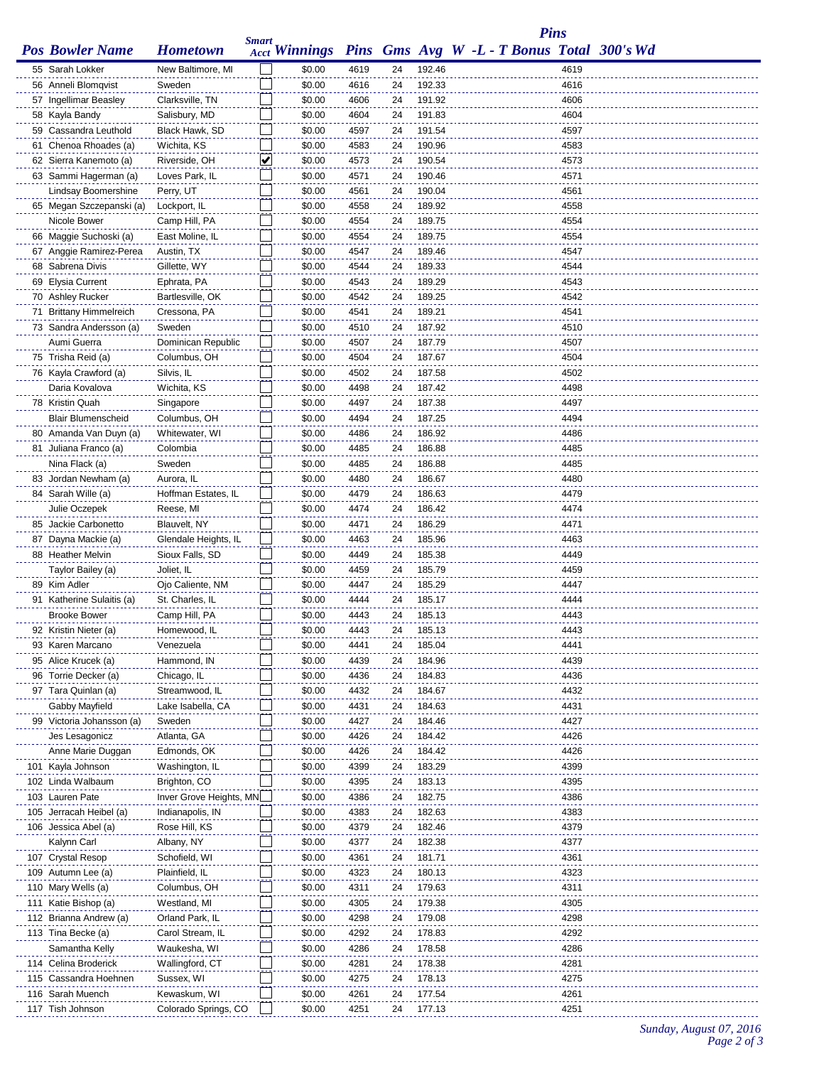| Pos | Bowler Name | Hometown | Smart Acct | Winnings | Pins | Gms | Avg | W -L - T | Pins Bonus | Total | 300's | Wd |
|---|---|---|---|---|---|---|---|---|---|---|---|---|
| 55 | Sarah Lokker | New Baltimore, MI | ☐ | $0.00 | 4619 | 24 | 192.46 | | | 4619 | | |
| 56 | Anneli Blomqvist | Sweden | ☐ | $0.00 | 4616 | 24 | 192.33 | | | 4616 | | |
| 57 | Ingellimar Beasley | Clarksville, TN | ☐ | $0.00 | 4606 | 24 | 191.92 | | | 4606 | | |
| 58 | Kayla Bandy | Salisbury, MD | ☐ | $0.00 | 4604 | 24 | 191.83 | | | 4604 | | |
| 59 | Cassandra Leuthold | Black Hawk, SD | ☐ | $0.00 | 4597 | 24 | 191.54 | | | 4597 | | |
| 61 | Chenoa Rhoades (a) | Wichita, KS | ☐ | $0.00 | 4583 | 24 | 190.96 | | | 4583 | | |
| 62 | Sierra Kanemoto (a) | Riverside, OH | ☑ | $0.00 | 4573 | 24 | 190.54 | | | 4573 | | |
| 63 | Sammi Hagerman (a) | Loves Park, IL | ☐ | $0.00 | 4571 | 24 | 190.46 | | | 4571 | | |
| | Lindsay Boomershine | Perry, UT | ☐ | $0.00 | 4561 | 24 | 190.04 | | | 4561 | | |
| 65 | Megan Szczepanski (a) | Lockport, IL | ☐ | $0.00 | 4558 | 24 | 189.92 | | | 4558 | | |
| | Nicole Bower | Camp Hill, PA | ☐ | $0.00 | 4554 | 24 | 189.75 | | | 4554 | | |
| 66 | Maggie Suchoski (a) | East Moline, IL | ☐ | $0.00 | 4554 | 24 | 189.75 | | | 4554 | | |
| 67 | Anggie Ramirez-Perea | Austin, TX | ☐ | $0.00 | 4547 | 24 | 189.46 | | | 4547 | | |
| 68 | Sabrena Divis | Gillette, WY | ☐ | $0.00 | 4544 | 24 | 189.33 | | | 4544 | | |
| 69 | Elysia Current | Ephrata, PA | ☐ | $0.00 | 4543 | 24 | 189.29 | | | 4543 | | |
| 70 | Ashley Rucker | Bartlesville, OK | ☐ | $0.00 | 4542 | 24 | 189.25 | | | 4542 | | |
| 71 | Brittany Himmelreich | Cressona, PA | ☐ | $0.00 | 4541 | 24 | 189.21 | | | 4541 | | |
| 73 | Sandra Andersson (a) | Sweden | ☐ | $0.00 | 4510 | 24 | 187.92 | | | 4510 | | |
| | Aumi Guerra | Dominican Republic | ☐ | $0.00 | 4507 | 24 | 187.79 | | | 4507 | | |
| 75 | Trisha Reid (a) | Columbus, OH | ☐ | $0.00 | 4504 | 24 | 187.67 | | | 4504 | | |
| 76 | Kayla Crawford (a) | Silvis, IL | ☐ | $0.00 | 4502 | 24 | 187.58 | | | 4502 | | |
| | Daria Kovalova | Wichita, KS | ☐ | $0.00 | 4498 | 24 | 187.42 | | | 4498 | | |
| 78 | Kristin Quah | Singapore | ☐ | $0.00 | 4497 | 24 | 187.38 | | | 4497 | | |
| | Blair Blumenscheid | Columbus, OH | ☐ | $0.00 | 4494 | 24 | 187.25 | | | 4494 | | |
| 80 | Amanda Van Duyn (a) | Whitewater, WI | ☐ | $0.00 | 4486 | 24 | 186.92 | | | 4486 | | |
| 81 | Juliana Franco (a) | Colombia | ☐ | $0.00 | 4485 | 24 | 186.88 | | | 4485 | | |
| | Nina Flack (a) | Sweden | ☐ | $0.00 | 4485 | 24 | 186.88 | | | 4485 | | |
| 83 | Jordan Newham (a) | Aurora, IL | ☐ | $0.00 | 4480 | 24 | 186.67 | | | 4480 | | |
| 84 | Sarah Wille (a) | Hoffman Estates, IL | ☐ | $0.00 | 4479 | 24 | 186.63 | | | 4479 | | |
| | Julie Oczepek | Reese, MI | ☐ | $0.00 | 4474 | 24 | 186.42 | | | 4474 | | |
| 85 | Jackie Carbonetto | Blauvelt, NY | ☐ | $0.00 | 4471 | 24 | 186.29 | | | 4471 | | |
| 87 | Dayna Mackie (a) | Glendale Heights, IL | ☐ | $0.00 | 4463 | 24 | 185.96 | | | 4463 | | |
| 88 | Heather Melvin | Sioux Falls, SD | ☐ | $0.00 | 4449 | 24 | 185.38 | | | 4449 | | |
| | Taylor Bailey (a) | Joliet, IL | ☐ | $0.00 | 4459 | 24 | 185.79 | | | 4459 | | |
| 89 | Kim Adler | Ojo Caliente, NM | ☐ | $0.00 | 4447 | 24 | 185.29 | | | 4447 | | |
| 91 | Katherine Sulaitis (a) | St. Charles, IL | ☐ | $0.00 | 4444 | 24 | 185.17 | | | 4444 | | |
| | Brooke Bower | Camp Hill, PA | ☐ | $0.00 | 4443 | 24 | 185.13 | | | 4443 | | |
| 92 | Kristin Nieter (a) | Homewood, IL | ☐ | $0.00 | 4443 | 24 | 185.13 | | | 4443 | | |
| 93 | Karen Marcano | Venezuela | ☐ | $0.00 | 4441 | 24 | 185.04 | | | 4441 | | |
| 95 | Alice Krucek (a) | Hammond, IN | ☐ | $0.00 | 4439 | 24 | 184.96 | | | 4439 | | |
| 96 | Torrie Decker (a) | Chicago, IL | ☐ | $0.00 | 4436 | 24 | 184.83 | | | 4436 | | |
| 97 | Tara Quinlan (a) | Streamwood, IL | ☐ | $0.00 | 4432 | 24 | 184.67 | | | 4432 | | |
| | Gabby Mayfield | Lake Isabella, CA | ☐ | $0.00 | 4431 | 24 | 184.63 | | | 4431 | | |
| 99 | Victoria Johansson (a) | Sweden | ☐ | $0.00 | 4427 | 24 | 184.46 | | | 4427 | | |
| | Jes Lesagonicz | Atlanta, GA | ☐ | $0.00 | 4426 | 24 | 184.42 | | | 4426 | | |
| | Anne Marie Duggan | Edmonds, OK | ☐ | $0.00 | 4426 | 24 | 184.42 | | | 4426 | | |
| 101 | Kayla Johnson | Washington, IL | ☐ | $0.00 | 4399 | 24 | 183.29 | | | 4399 | | |
| 102 | Linda Walbaum | Brighton, CO | ☐ | $0.00 | 4395 | 24 | 183.13 | | | 4395 | | |
| 103 | Lauren Pate | Inver Grove Heights, MN | ☐ | $0.00 | 4386 | 24 | 182.75 | | | 4386 | | |
| 105 | Jerracah Heibel (a) | Indianapolis, IN | ☐ | $0.00 | 4383 | 24 | 182.63 | | | 4383 | | |
| 106 | Jessica Abel (a) | Rose Hill, KS | ☐ | $0.00 | 4379 | 24 | 182.46 | | | 4379 | | |
| | Kalynn Carl | Albany, NY | ☐ | $0.00 | 4377 | 24 | 182.38 | | | 4377 | | |
| 107 | Crystal Resop | Schofield, WI | ☐ | $0.00 | 4361 | 24 | 181.71 | | | 4361 | | |
| 109 | Autumn Lee (a) | Plainfield, IL | ☐ | $0.00 | 4323 | 24 | 180.13 | | | 4323 | | |
| 110 | Mary Wells (a) | Columbus, OH | ☐ | $0.00 | 4311 | 24 | 179.63 | | | 4311 | | |
| 111 | Katie Bishop (a) | Westland, MI | ☐ | $0.00 | 4305 | 24 | 179.38 | | | 4305 | | |
| 112 | Brianna Andrew (a) | Orland Park, IL | ☐ | $0.00 | 4298 | 24 | 179.08 | | | 4298 | | |
| 113 | Tina Becke (a) | Carol Stream, IL | ☐ | $0.00 | 4292 | 24 | 178.83 | | | 4292 | | |
| | Samantha Kelly | Waukesha, WI | ☐ | $0.00 | 4286 | 24 | 178.58 | | | 4286 | | |
| 114 | Celina Broderick | Wallingford, CT | ☐ | $0.00 | 4281 | 24 | 178.38 | | | 4281 | | |
| 115 | Cassandra Hoehnen | Sussex, WI | ☐ | $0.00 | 4275 | 24 | 178.13 | | | 4275 | | |
| 116 | Sarah Muench | Kewaskum, WI | ☐ | $0.00 | 4261 | 24 | 177.54 | | | 4261 | | |
| 117 | Tish Johnson | Colorado Springs, CO | ☐ | $0.00 | 4251 | 24 | 177.13 | | | 4251 | | |

*Sunday, August 07, 2016*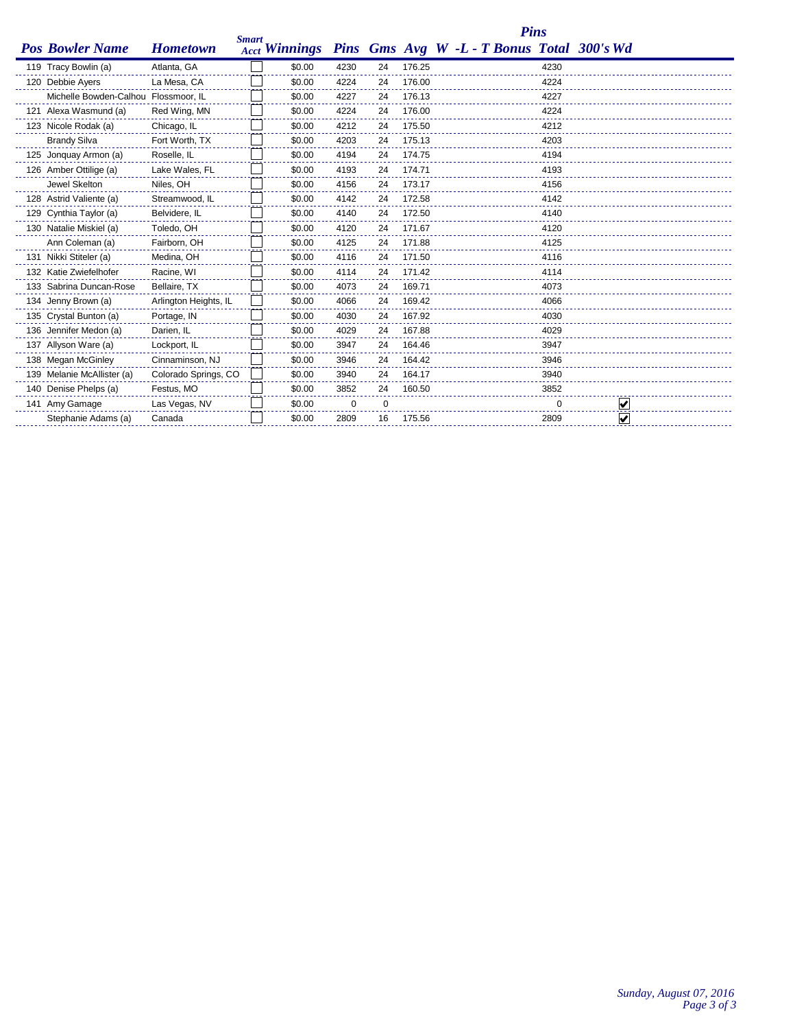| Pos | Bowler Name | Hometown | Smart Acct | Winnings | Pins | Gms | Avg | W - L - T | Pins Bonus | Total | 300's | Wd |
|---|---|---|---|---|---|---|---|---|---|---|---|---|
| 119 | Tracy Bowlin (a) | Atlanta, GA | ☐ | $0.00 | 4230 | 24 | 176.25 | | | 4230 | | |
| 120 | Debbie Ayers | La Mesa, CA | ☐ | $0.00 | 4224 | 24 | 176.00 | | | 4224 | | |
| | Michelle Bowden-Calhou | Flossmoor, IL | ☐ | $0.00 | 4227 | 24 | 176.13 | | | 4227 | | |
| 121 | Alexa Wasmund (a) | Red Wing, MN | ☐ | $0.00 | 4224 | 24 | 176.00 | | | 4224 | | |
| 123 | Nicole Rodak (a) | Chicago, IL | ☐ | $0.00 | 4212 | 24 | 175.50 | | | 4212 | | |
| | Brandy Silva | Fort Worth, TX | ☐ | $0.00 | 4203 | 24 | 175.13 | | | 4203 | | |
| 125 | Jonquay Armon (a) | Roselle, IL | ☐ | $0.00 | 4194 | 24 | 174.75 | | | 4194 | | |
| 126 | Amber Ottilige (a) | Lake Wales, FL | ☐ | $0.00 | 4193 | 24 | 174.71 | | | 4193 | | |
| | Jewel Skelton | Niles, OH | ☐ | $0.00 | 4156 | 24 | 173.17 | | | 4156 | | |
| 128 | Astrid Valiente (a) | Streamwood, IL | ☐ | $0.00 | 4142 | 24 | 172.58 | | | 4142 | | |
| 129 | Cynthia Taylor (a) | Belvidere, IL | ☐ | $0.00 | 4140 | 24 | 172.50 | | | 4140 | | |
| 130 | Natalie Miskiel (a) | Toledo, OH | ☐ | $0.00 | 4120 | 24 | 171.67 | | | 4120 | | |
| | Ann Coleman (a) | Fairborn, OH | ☐ | $0.00 | 4125 | 24 | 171.88 | | | 4125 | | |
| 131 | Nikki Stiteler (a) | Medina, OH | ☐ | $0.00 | 4116 | 24 | 171.50 | | | 4116 | | |
| 132 | Katie Zwiefelhofer | Racine, WI | ☐ | $0.00 | 4114 | 24 | 171.42 | | | 4114 | | |
| 133 | Sabrina Duncan-Rose | Bellaire, TX | ☐ | $0.00 | 4073 | 24 | 169.71 | | | 4073 | | |
| 134 | Jenny Brown (a) | Arlington Heights, IL | ☐ | $0.00 | 4066 | 24 | 169.42 | | | 4066 | | |
| 135 | Crystal Bunton (a) | Portage, IN | ☐ | $0.00 | 4030 | 24 | 167.92 | | | 4030 | | |
| 136 | Jennifer Medon (a) | Darien, IL | ☐ | $0.00 | 4029 | 24 | 167.88 | | | 4029 | | |
| 137 | Allyson Ware (a) | Lockport, IL | ☐ | $0.00 | 3947 | 24 | 164.46 | | | 3947 | | |
| 138 | Megan McGinley | Cinnaminson, NJ | ☐ | $0.00 | 3946 | 24 | 164.42 | | | 3946 | | |
| 139 | Melanie McAllister (a) | Colorado Springs, CO | ☐ | $0.00 | 3940 | 24 | 164.17 | | | 3940 | | |
| 140 | Denise Phelps (a) | Festus, MO | ☐ | $0.00 | 3852 | 24 | 160.50 | | | 3852 | | |
| 141 | Amy Gamage | Las Vegas, NV | ☐ | $0.00 | 0 | 0 | | | | 0 | | ☑ |
| | Stephanie Adams (a) | Canada | ☐ | $0.00 | 2809 | 16 | 175.56 | | | 2809 | | ☑ |

*Sunday, August 07, 2016*